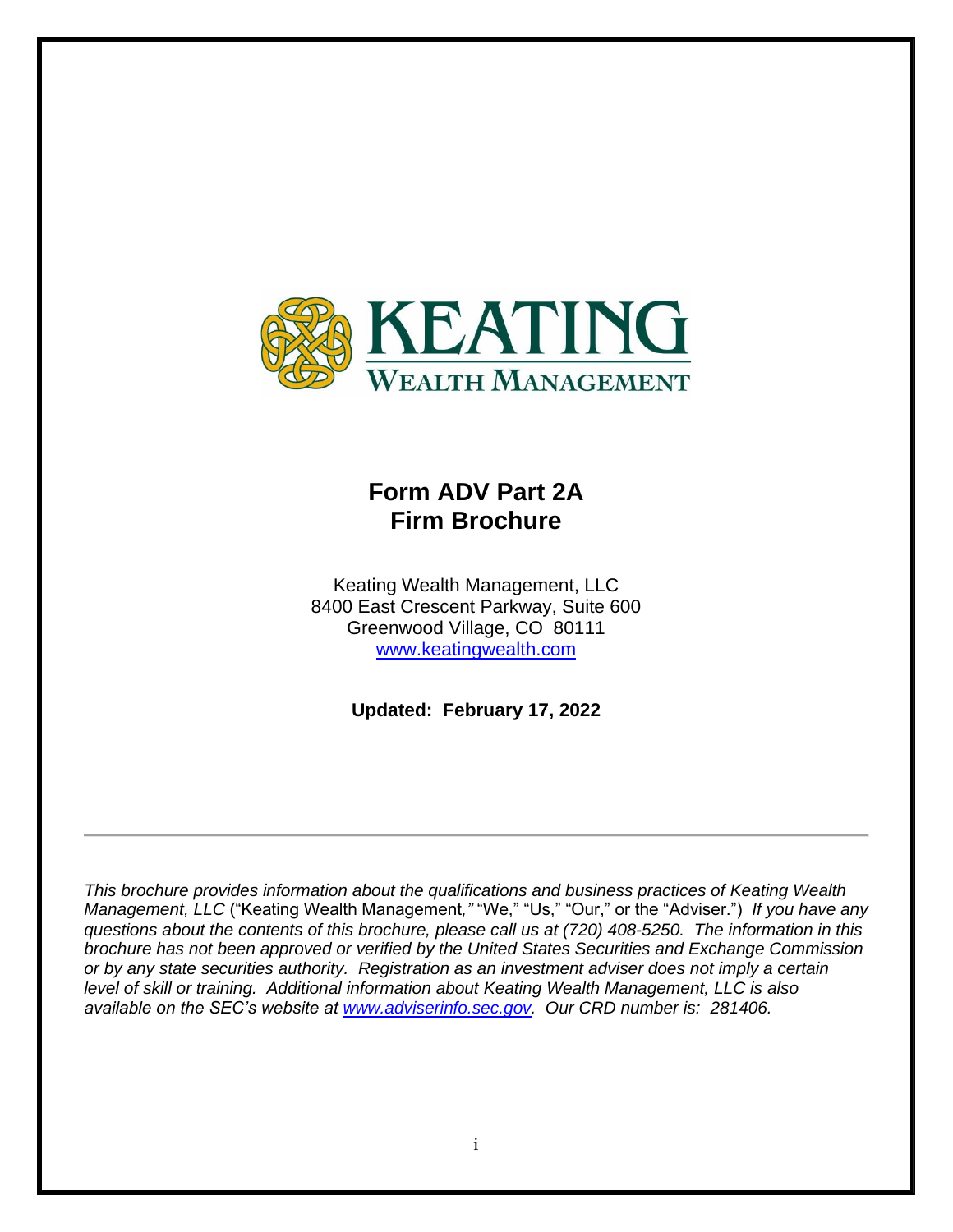KEATING
WEALTH MANAGEMENT

# Form ADV Part 2A
# Firm Brochure

Keating Wealth Management, LLC
8400 East Crescent Parkway, Suite 600
Greenwood Village, CO 80111
www.keatingwealth.com

**Updated: February 17, 2022**

---

*This brochure provides information about the qualifications and business practices of Keating Wealth Management, LLC* ("Keating Wealth Management," "We," "Us," "Our," or the "Adviser.") *If you have any questions about the contents of this brochure, please call us at (720) 408-5250. The information in this brochure has not been approved or verified by the United States Securities and Exchange Commission or by any state securities authority. Registration as an investment adviser does not imply a certain level of skill or training. Additional information about Keating Wealth Management, LLC is also available on the SEC's website at www.adviserinfo.sec.gov. Our CRD number is: 281406.*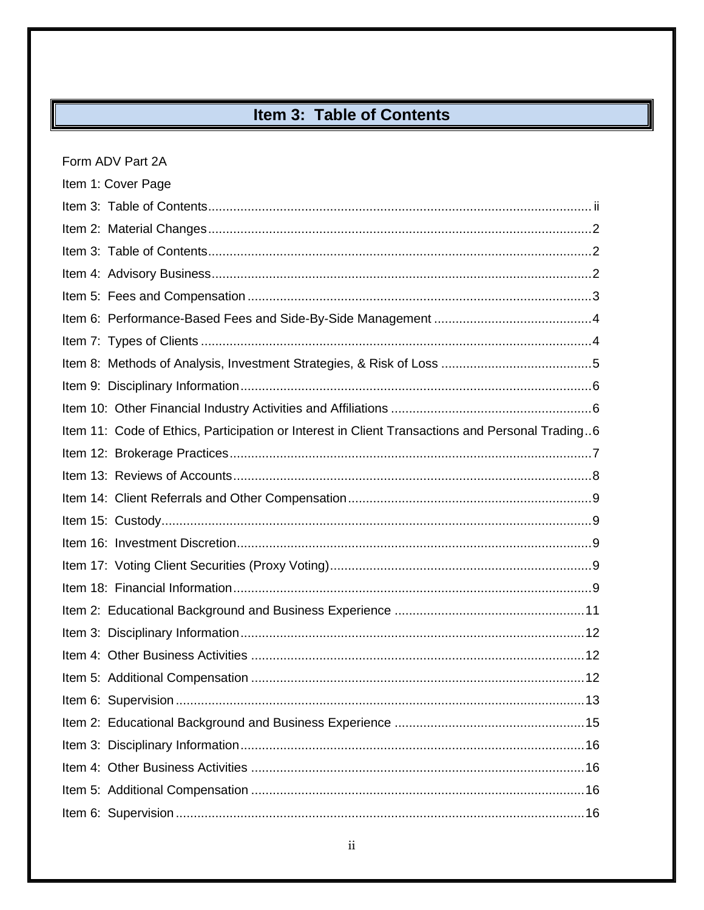# Item 3: Table of Contents

Form ADV Part 2A

Item 1: Cover Page

Item 3: Table of Contents.......................................................................................................... ii

Item 2: Material Changes..........................................................................................................2

Item 3: Table of Contents..........................................................................................................2

Item 4: Advisory Business.........................................................................................................2

Item 5: Fees and Compensation ...............................................................................................3

Item 6: Performance-Based Fees and Side-By-Side Management ............................................4

Item 7: Types of Clients ............................................................................................................4

Item 8: Methods of Analysis, Investment Strategies, & Risk of Loss ..........................................5

Item 9: Disciplinary Information.................................................................................................6

Item 10: Other Financial Industry Activities and Affiliations .......................................................6

Item 11: Code of Ethics, Participation or Interest in Client Transactions and Personal Trading..6

Item 12: Brokerage Practices....................................................................................................7

Item 13: Reviews of Accounts...................................................................................................8

Item 14: Client Referrals and Other Compensation...................................................................9

Item 15: Custody.......................................................................................................................9

Item 16: Investment Discretion..................................................................................................9

Item 17: Voting Client Securities (Proxy Voting).........................................................................9

Item 18: Financial Information...................................................................................................9

Item 2: Educational Background and Business Experience ....................................................11

Item 3: Disciplinary Information...............................................................................................12

Item 4: Other Business Activities ............................................................................................12

Item 5: Additional Compensation ............................................................................................12

Item 6: Supervision .................................................................................................................13

Item 2: Educational Background and Business Experience ....................................................15

Item 3: Disciplinary Information...............................................................................................16

Item 4: Other Business Activities ............................................................................................16

Item 5: Additional Compensation ............................................................................................16

Item 6: Supervision .................................................................................................................16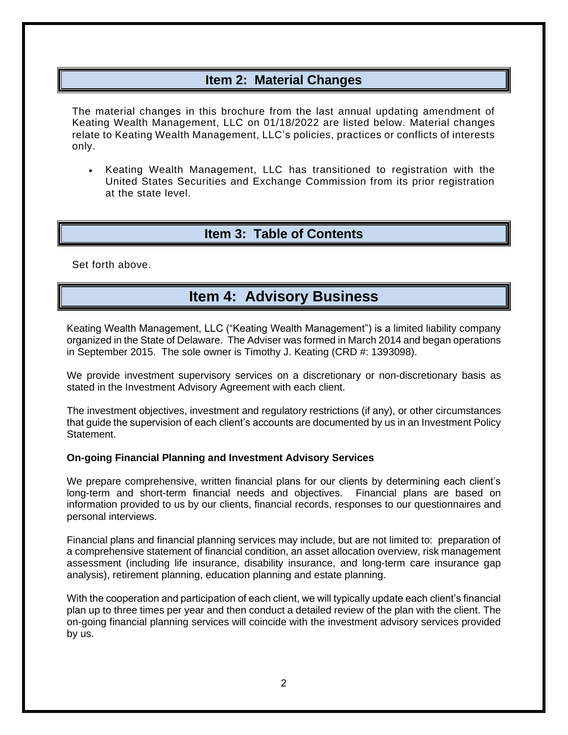## Item 2: Material Changes

The material changes in this brochure from the last annual updating amendment of Keating Wealth Management, LLC on 01/18/2022 are listed below. Material changes relate to Keating Wealth Management, LLC's policies, practices or conflicts of interests only.

- Keating Wealth Management, LLC has transitioned to registration with the United States Securities and Exchange Commission from its prior registration at the state level.

## Item 3: Table of Contents

Set forth above.

## Item 4: Advisory Business

Keating Wealth Management, LLC ("Keating Wealth Management") is a limited liability company organized in the State of Delaware. The Adviser was formed in March 2014 and began operations in September 2015. The sole owner is Timothy J. Keating (CRD #: 1393098).

We provide investment supervisory services on a discretionary or non-discretionary basis as stated in the Investment Advisory Agreement with each client.

The investment objectives, investment and regulatory restrictions (if any), or other circumstances that guide the supervision of each client's accounts are documented by us in an Investment Policy Statement.

**On-going Financial Planning and Investment Advisory Services**

We prepare comprehensive, written financial plans for our clients by determining each client's long-term and short-term financial needs and objectives. Financial plans are based on information provided to us by our clients, financial records, responses to our questionnaires and personal interviews.

Financial plans and financial planning services may include, but are not limited to: preparation of a comprehensive statement of financial condition, an asset allocation overview, risk management assessment (including life insurance, disability insurance, and long-term care insurance gap analysis), retirement planning, education planning and estate planning.

With the cooperation and participation of each client, we will typically update each client's financial plan up to three times per year and then conduct a detailed review of the plan with the client. The on-going financial planning services will coincide with the investment advisory services provided by us.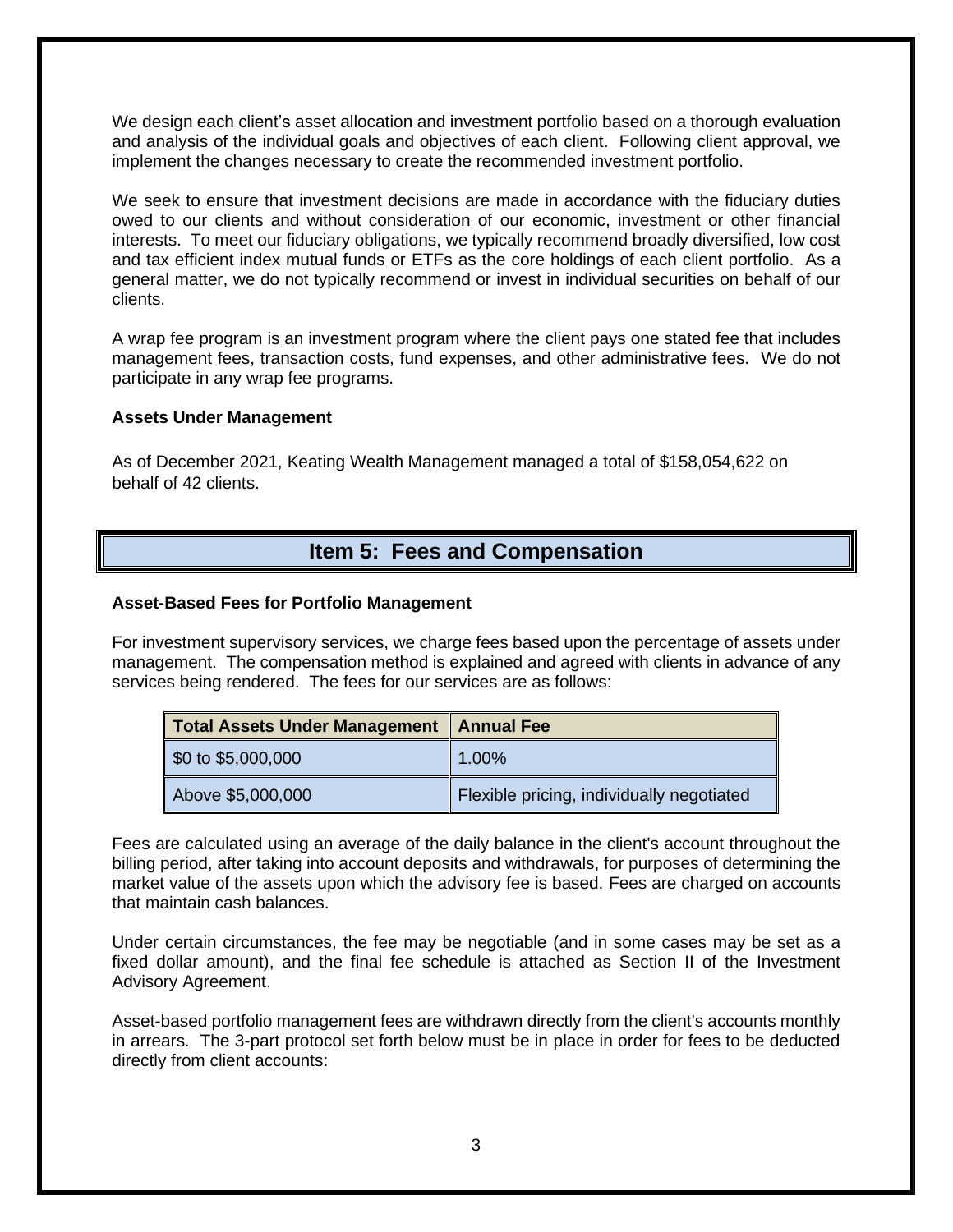We design each client's asset allocation and investment portfolio based on a thorough evaluation and analysis of the individual goals and objectives of each client. Following client approval, we implement the changes necessary to create the recommended investment portfolio.

We seek to ensure that investment decisions are made in accordance with the fiduciary duties owed to our clients and without consideration of our economic, investment or other financial interests. To meet our fiduciary obligations, we typically recommend broadly diversified, low cost and tax efficient index mutual funds or ETFs as the core holdings of each client portfolio. As a general matter, we do not typically recommend or invest in individual securities on behalf of our clients.

A wrap fee program is an investment program where the client pays one stated fee that includes management fees, transaction costs, fund expenses, and other administrative fees. We do not participate in any wrap fee programs.

**Assets Under Management**

As of December 2021, Keating Wealth Management managed a total of $158,054,622 on behalf of 42 clients.

## Item 5: Fees and Compensation

**Asset-Based Fees for Portfolio Management**

For investment supervisory services, we charge fees based upon the percentage of assets under management. The compensation method is explained and agreed with clients in advance of any services being rendered. The fees for our services are as follows:

| Total Assets Under Management | Annual Fee |
|---|---|
| $0 to $5,000,000 | 1.00% |
| Above $5,000,000 | Flexible pricing, individually negotiated |

Fees are calculated using an average of the daily balance in the client's account throughout the billing period, after taking into account deposits and withdrawals, for purposes of determining the market value of the assets upon which the advisory fee is based. Fees are charged on accounts that maintain cash balances.

Under certain circumstances, the fee may be negotiable (and in some cases may be set as a fixed dollar amount), and the final fee schedule is attached as Section II of the Investment Advisory Agreement.

Asset-based portfolio management fees are withdrawn directly from the client's accounts monthly in arrears. The 3-part protocol set forth below must be in place in order for fees to be deducted directly from client accounts: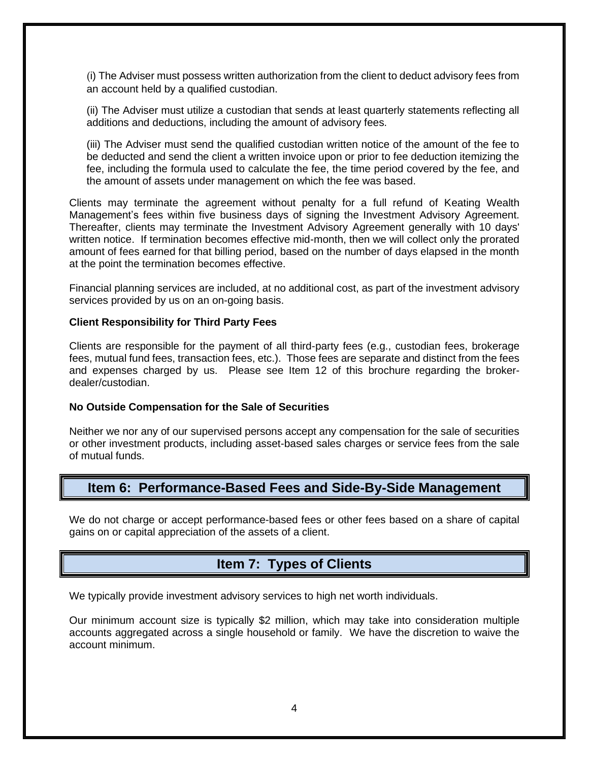(i) The Adviser must possess written authorization from the client to deduct advisory fees from an account held by a qualified custodian.

(ii) The Adviser must utilize a custodian that sends at least quarterly statements reflecting all additions and deductions, including the amount of advisory fees.

(iii) The Adviser must send the qualified custodian written notice of the amount of the fee to be deducted and send the client a written invoice upon or prior to fee deduction itemizing the fee, including the formula used to calculate the fee, the time period covered by the fee, and the amount of assets under management on which the fee was based.

Clients may terminate the agreement without penalty for a full refund of Keating Wealth Management's fees within five business days of signing the Investment Advisory Agreement. Thereafter, clients may terminate the Investment Advisory Agreement generally with 10 days' written notice. If termination becomes effective mid-month, then we will collect only the prorated amount of fees earned for that billing period, based on the number of days elapsed in the month at the point the termination becomes effective.

Financial planning services are included, at no additional cost, as part of the investment advisory services provided by us on an on-going basis.

**Client Responsibility for Third Party Fees**

Clients are responsible for the payment of all third-party fees (e.g., custodian fees, brokerage fees, mutual fund fees, transaction fees, etc.). Those fees are separate and distinct from the fees and expenses charged by us. Please see Item 12 of this brochure regarding the broker-dealer/custodian.

**No Outside Compensation for the Sale of Securities**

Neither we nor any of our supervised persons accept any compensation for the sale of securities or other investment products, including asset-based sales charges or service fees from the sale of mutual funds.

## Item 6: Performance-Based Fees and Side-By-Side Management

We do not charge or accept performance-based fees or other fees based on a share of capital gains on or capital appreciation of the assets of a client.

## Item 7: Types of Clients

We typically provide investment advisory services to high net worth individuals.

Our minimum account size is typically $2 million, which may take into consideration multiple accounts aggregated across a single household or family. We have the discretion to waive the account minimum.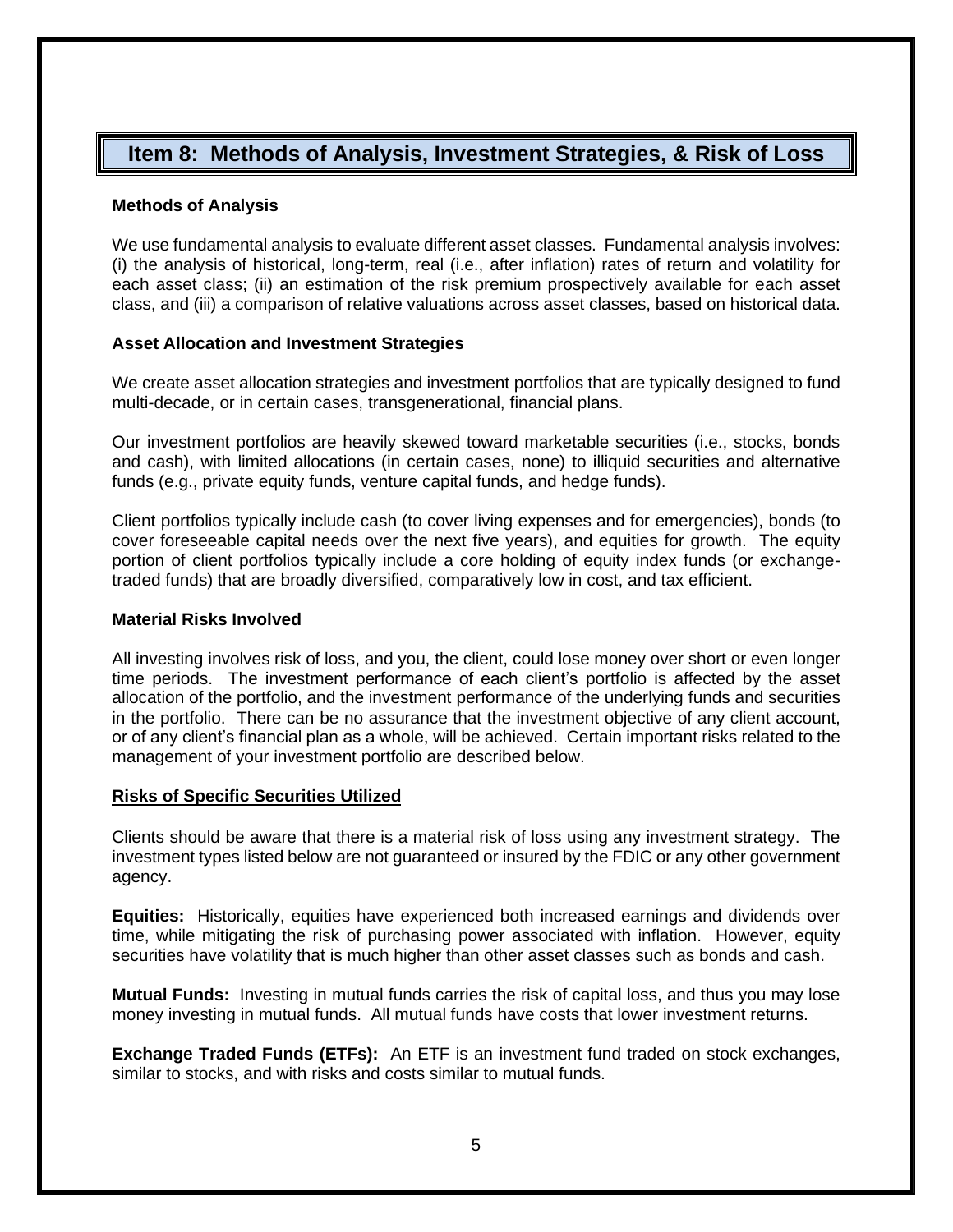## Item 8: Methods of Analysis, Investment Strategies, & Risk of Loss

### Methods of Analysis

We use fundamental analysis to evaluate different asset classes. Fundamental analysis involves: (i) the analysis of historical, long-term, real (i.e., after inflation) rates of return and volatility for each asset class; (ii) an estimation of the risk premium prospectively available for each asset class, and (iii) a comparison of relative valuations across asset classes, based on historical data.

### Asset Allocation and Investment Strategies

We create asset allocation strategies and investment portfolios that are typically designed to fund multi-decade, or in certain cases, transgenerational, financial plans.

Our investment portfolios are heavily skewed toward marketable securities (i.e., stocks, bonds and cash), with limited allocations (in certain cases, none) to illiquid securities and alternative funds (e.g., private equity funds, venture capital funds, and hedge funds).

Client portfolios typically include cash (to cover living expenses and for emergencies), bonds (to cover foreseeable capital needs over the next five years), and equities for growth. The equity portion of client portfolios typically include a core holding of equity index funds (or exchange-traded funds) that are broadly diversified, comparatively low in cost, and tax efficient.

### Material Risks Involved

All investing involves risk of loss, and you, the client, could lose money over short or even longer time periods. The investment performance of each client's portfolio is affected by the asset allocation of the portfolio, and the investment performance of the underlying funds and securities in the portfolio. There can be no assurance that the investment objective of any client account, or of any client's financial plan as a whole, will be achieved. Certain important risks related to the management of your investment portfolio are described below.

#### Risks of Specific Securities Utilized

Clients should be aware that there is a material risk of loss using any investment strategy. The investment types listed below are not guaranteed or insured by the FDIC or any other government agency.

**Equities:** Historically, equities have experienced both increased earnings and dividends over time, while mitigating the risk of purchasing power associated with inflation. However, equity securities have volatility that is much higher than other asset classes such as bonds and cash.

**Mutual Funds:** Investing in mutual funds carries the risk of capital loss, and thus you may lose money investing in mutual funds. All mutual funds have costs that lower investment returns.

**Exchange Traded Funds (ETFs):** An ETF is an investment fund traded on stock exchanges, similar to stocks, and with risks and costs similar to mutual funds.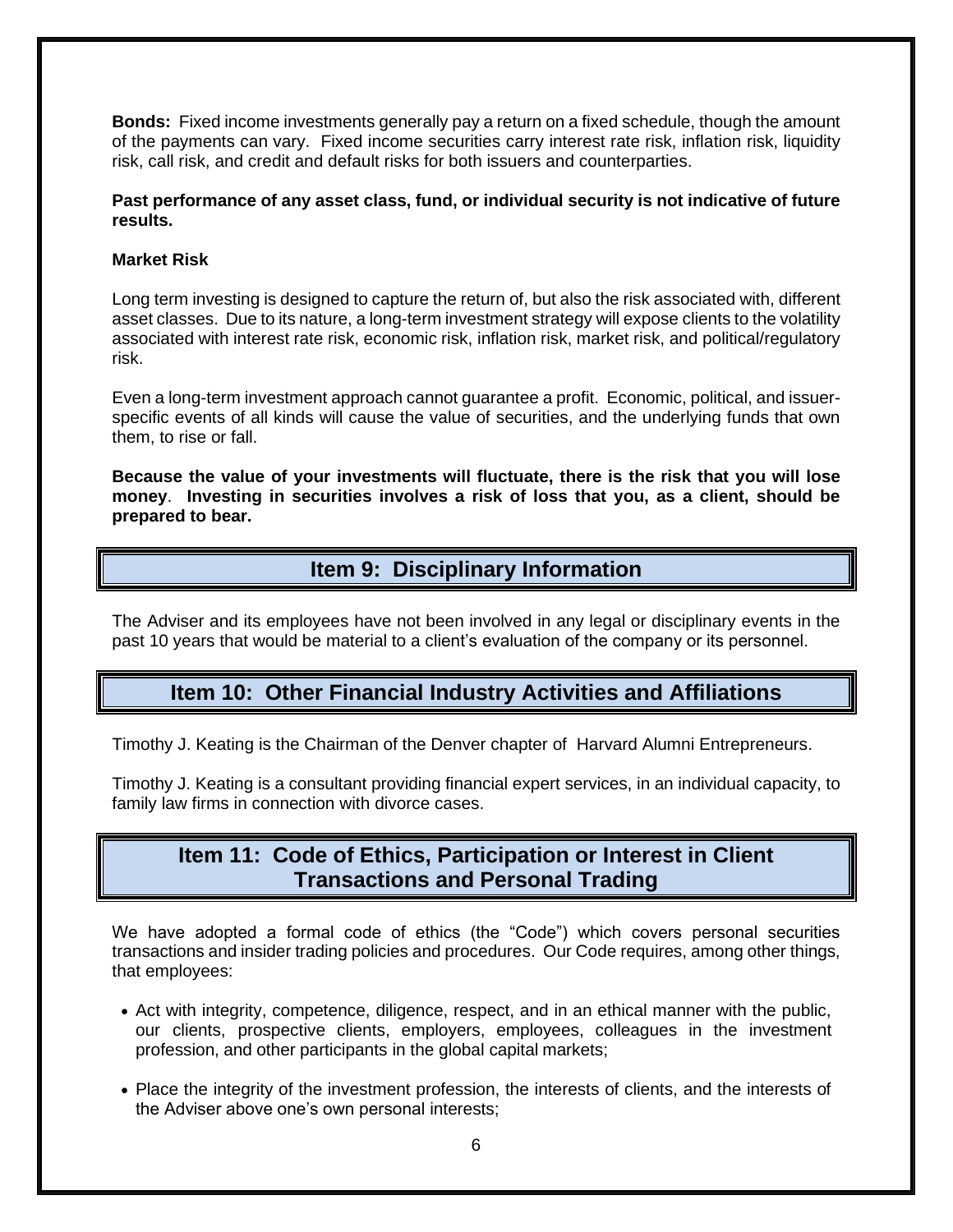**Bonds:** Fixed income investments generally pay a return on a fixed schedule, though the amount of the payments can vary. Fixed income securities carry interest rate risk, inflation risk, liquidity risk, call risk, and credit and default risks for both issuers and counterparties.

**Past performance of any asset class, fund, or individual security is not indicative of future results.**

**Market Risk**

Long term investing is designed to capture the return of, but also the risk associated with, different asset classes. Due to its nature, a long-term investment strategy will expose clients to the volatility associated with interest rate risk, economic risk, inflation risk, market risk, and political/regulatory risk.

Even a long-term investment approach cannot guarantee a profit. Economic, political, and issuer-specific events of all kinds will cause the value of securities, and the underlying funds that own them, to rise or fall.

**Because the value of your investments will fluctuate, there is the risk that you will lose money**. **Investing in securities involves a risk of loss that you, as a client, should be prepared to bear.**

## Item 9: Disciplinary Information

The Adviser and its employees have not been involved in any legal or disciplinary events in the past 10 years that would be material to a client's evaluation of the company or its personnel.

## Item 10: Other Financial Industry Activities and Affiliations

Timothy J. Keating is the Chairman of the Denver chapter of Harvard Alumni Entrepreneurs.

Timothy J. Keating is a consultant providing financial expert services, in an individual capacity, to family law firms in connection with divorce cases.

## Item 11: Code of Ethics, Participation or Interest in Client Transactions and Personal Trading

We have adopted a formal code of ethics (the "Code") which covers personal securities transactions and insider trading policies and procedures. Our Code requires, among other things, that employees:

- Act with integrity, competence, diligence, respect, and in an ethical manner with the public, our clients, prospective clients, employers, employees, colleagues in the investment profession, and other participants in the global capital markets;
- Place the integrity of the investment profession, the interests of clients, and the interests of the Adviser above one's own personal interests;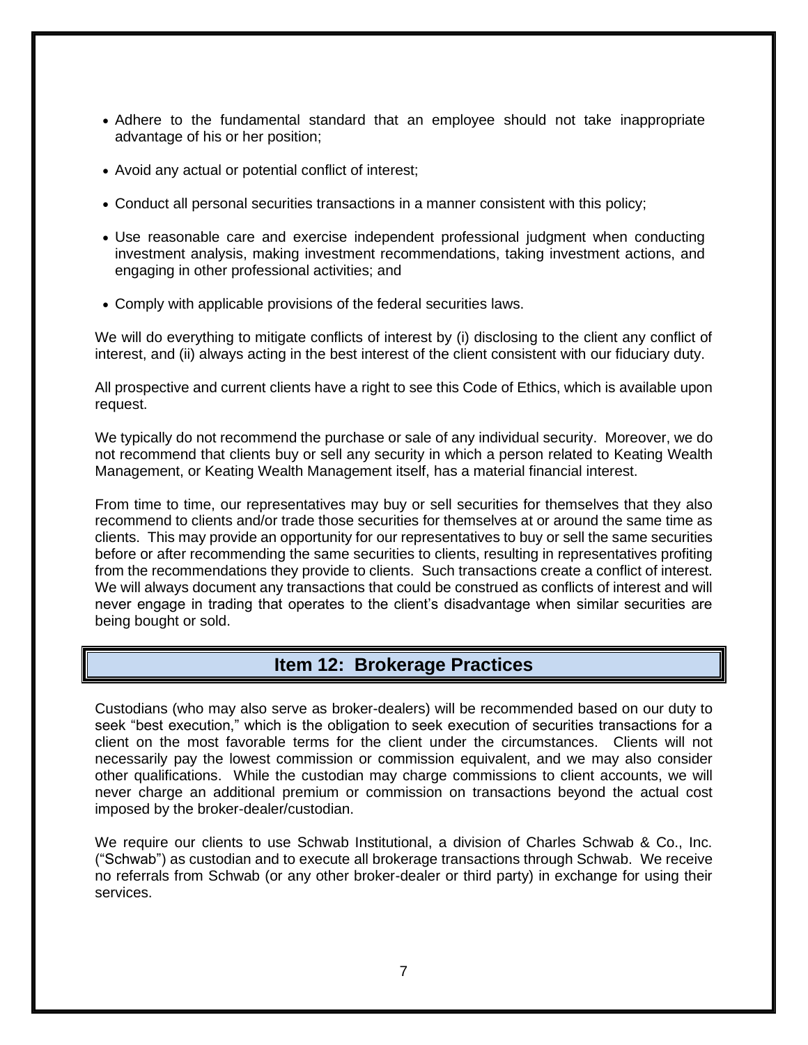- Adhere to the fundamental standard that an employee should not take inappropriate advantage of his or her position;
- Avoid any actual or potential conflict of interest;
- Conduct all personal securities transactions in a manner consistent with this policy;
- Use reasonable care and exercise independent professional judgment when conducting investment analysis, making investment recommendations, taking investment actions, and engaging in other professional activities; and
- Comply with applicable provisions of the federal securities laws.

We will do everything to mitigate conflicts of interest by (i) disclosing to the client any conflict of interest, and (ii) always acting in the best interest of the client consistent with our fiduciary duty.

All prospective and current clients have a right to see this Code of Ethics, which is available upon request.

We typically do not recommend the purchase or sale of any individual security. Moreover, we do not recommend that clients buy or sell any security in which a person related to Keating Wealth Management, or Keating Wealth Management itself, has a material financial interest.

From time to time, our representatives may buy or sell securities for themselves that they also recommend to clients and/or trade those securities for themselves at or around the same time as clients. This may provide an opportunity for our representatives to buy or sell the same securities before or after recommending the same securities to clients, resulting in representatives profiting from the recommendations they provide to clients. Such transactions create a conflict of interest. We will always document any transactions that could be construed as conflicts of interest and will never engage in trading that operates to the client's disadvantage when similar securities are being bought or sold.

## Item 12: Brokerage Practices

Custodians (who may also serve as broker-dealers) will be recommended based on our duty to seek "best execution," which is the obligation to seek execution of securities transactions for a client on the most favorable terms for the client under the circumstances. Clients will not necessarily pay the lowest commission or commission equivalent, and we may also consider other qualifications. While the custodian may charge commissions to client accounts, we will never charge an additional premium or commission on transactions beyond the actual cost imposed by the broker-dealer/custodian.

We require our clients to use Schwab Institutional, a division of Charles Schwab & Co., Inc. ("Schwab") as custodian and to execute all brokerage transactions through Schwab. We receive no referrals from Schwab (or any other broker-dealer or third party) in exchange for using their services.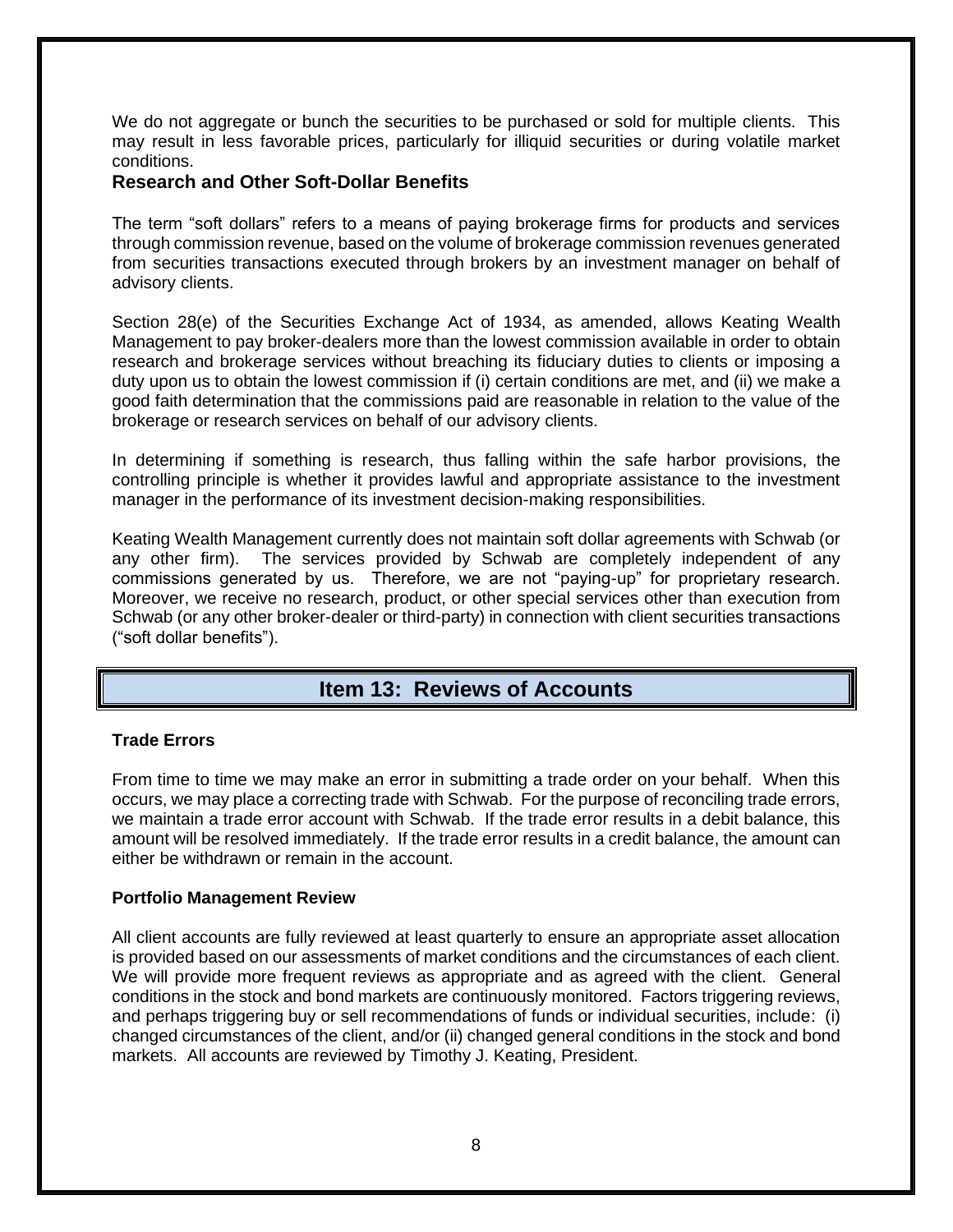We do not aggregate or bunch the securities to be purchased or sold for multiple clients. This may result in less favorable prices, particularly for illiquid securities or during volatile market conditions.

### Research and Other Soft-Dollar Benefits

The term "soft dollars" refers to a means of paying brokerage firms for products and services through commission revenue, based on the volume of brokerage commission revenues generated from securities transactions executed through brokers by an investment manager on behalf of advisory clients.

Section 28(e) of the Securities Exchange Act of 1934, as amended, allows Keating Wealth Management to pay broker-dealers more than the lowest commission available in order to obtain research and brokerage services without breaching its fiduciary duties to clients or imposing a duty upon us to obtain the lowest commission if (i) certain conditions are met, and (ii) we make a good faith determination that the commissions paid are reasonable in relation to the value of the brokerage or research services on behalf of our advisory clients.

In determining if something is research, thus falling within the safe harbor provisions, the controlling principle is whether it provides lawful and appropriate assistance to the investment manager in the performance of its investment decision-making responsibilities.

Keating Wealth Management currently does not maintain soft dollar agreements with Schwab (or any other firm). The services provided by Schwab are completely independent of any commissions generated by us. Therefore, we are not "paying-up" for proprietary research. Moreover, we receive no research, product, or other special services other than execution from Schwab (or any other broker-dealer or third-party) in connection with client securities transactions ("soft dollar benefits").

## Item 13: Reviews of Accounts

**Trade Errors**

From time to time we may make an error in submitting a trade order on your behalf. When this occurs, we may place a correcting trade with Schwab. For the purpose of reconciling trade errors, we maintain a trade error account with Schwab. If the trade error results in a debit balance, this amount will be resolved immediately. If the trade error results in a credit balance, the amount can either be withdrawn or remain in the account.

**Portfolio Management Review**

All client accounts are fully reviewed at least quarterly to ensure an appropriate asset allocation is provided based on our assessments of market conditions and the circumstances of each client. We will provide more frequent reviews as appropriate and as agreed with the client. General conditions in the stock and bond markets are continuously monitored. Factors triggering reviews, and perhaps triggering buy or sell recommendations of funds or individual securities, include: (i) changed circumstances of the client, and/or (ii) changed general conditions in the stock and bond markets. All accounts are reviewed by Timothy J. Keating, President.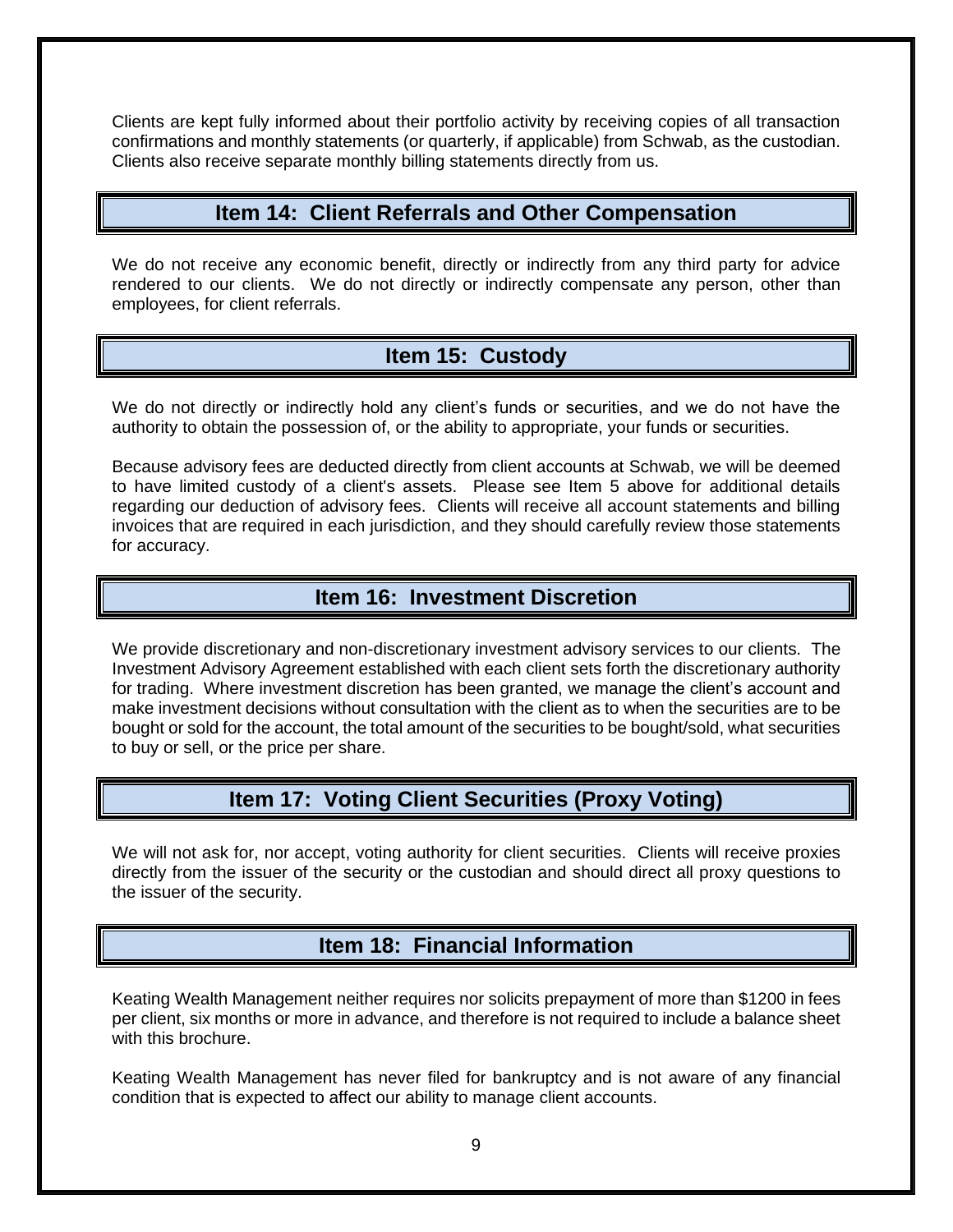Clients are kept fully informed about their portfolio activity by receiving copies of all transaction confirmations and monthly statements (or quarterly, if applicable) from Schwab, as the custodian. Clients also receive separate monthly billing statements directly from us.

## Item 14: Client Referrals and Other Compensation

We do not receive any economic benefit, directly or indirectly from any third party for advice rendered to our clients. We do not directly or indirectly compensate any person, other than employees, for client referrals.

## Item 15: Custody

We do not directly or indirectly hold any client's funds or securities, and we do not have the authority to obtain the possession of, or the ability to appropriate, your funds or securities.

Because advisory fees are deducted directly from client accounts at Schwab, we will be deemed to have limited custody of a client's assets. Please see Item 5 above for additional details regarding our deduction of advisory fees. Clients will receive all account statements and billing invoices that are required in each jurisdiction, and they should carefully review those statements for accuracy.

## Item 16: Investment Discretion

We provide discretionary and non-discretionary investment advisory services to our clients. The Investment Advisory Agreement established with each client sets forth the discretionary authority for trading. Where investment discretion has been granted, we manage the client's account and make investment decisions without consultation with the client as to when the securities are to be bought or sold for the account, the total amount of the securities to be bought/sold, what securities to buy or sell, or the price per share.

## Item 17: Voting Client Securities (Proxy Voting)

We will not ask for, nor accept, voting authority for client securities. Clients will receive proxies directly from the issuer of the security or the custodian and should direct all proxy questions to the issuer of the security.

## Item 18: Financial Information

Keating Wealth Management neither requires nor solicits prepayment of more than $1200 in fees per client, six months or more in advance, and therefore is not required to include a balance sheet with this brochure.

Keating Wealth Management has never filed for bankruptcy and is not aware of any financial condition that is expected to affect our ability to manage client accounts.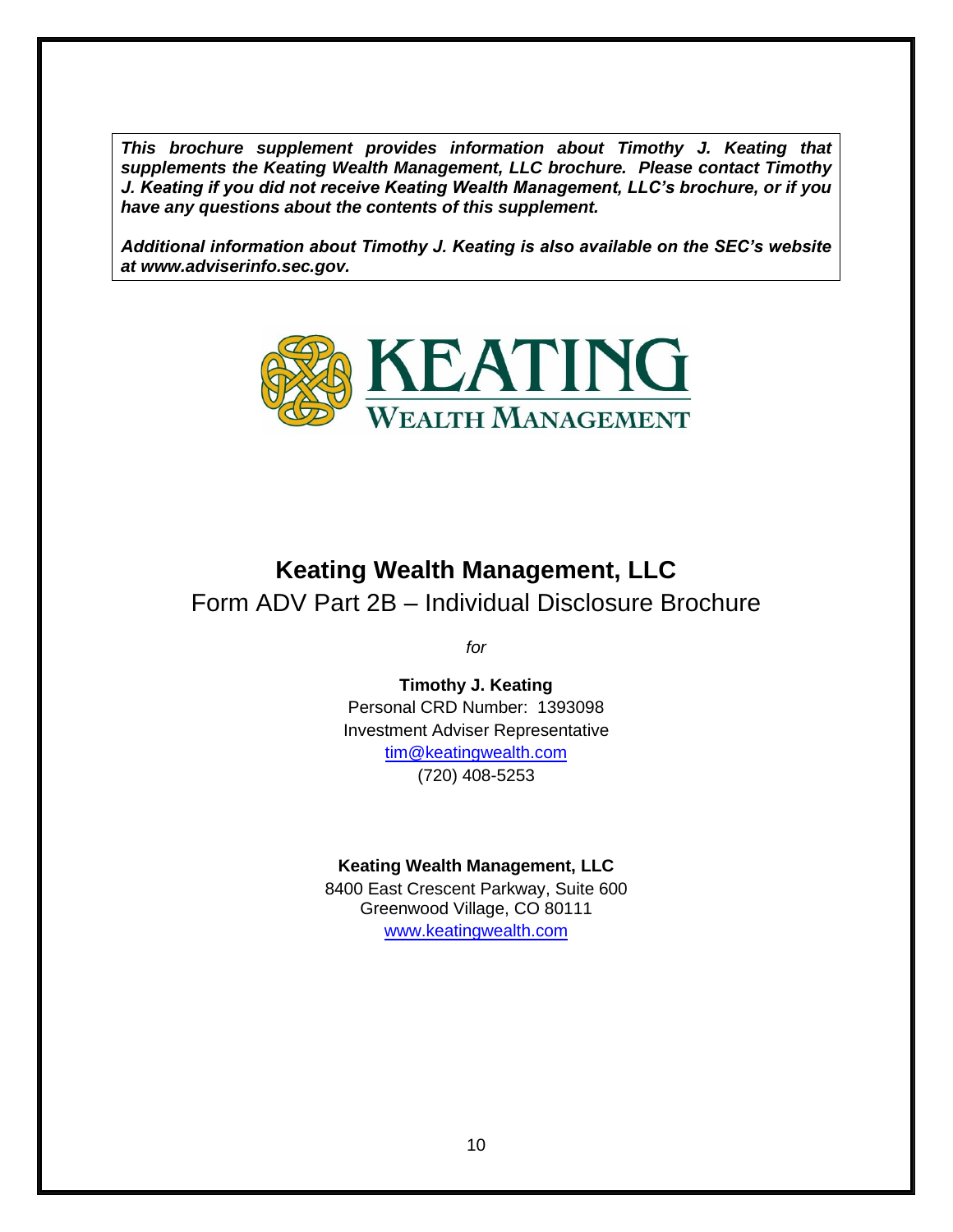***This brochure supplement provides information about Timothy J. Keating that supplements the Keating Wealth Management, LLC brochure. Please contact Timothy J. Keating if you did not receive Keating Wealth Management, LLC's brochure, or if you have any questions about the contents of this supplement.***

***Additional information about Timothy J. Keating is also available on the SEC's website at www.adviserinfo.sec.gov.***

KEATING
WEALTH MANAGEMENT

# Keating Wealth Management, LLC

## Form ADV Part 2B – Individual Disclosure Brochure

*for*

**Timothy J. Keating**
Personal CRD Number: 1393098
Investment Adviser Representative
tim@keatingwealth.com
(720) 408-5253

**Keating Wealth Management, LLC**
8400 East Crescent Parkway, Suite 600
Greenwood Village, CO 80111
www.keatingwealth.com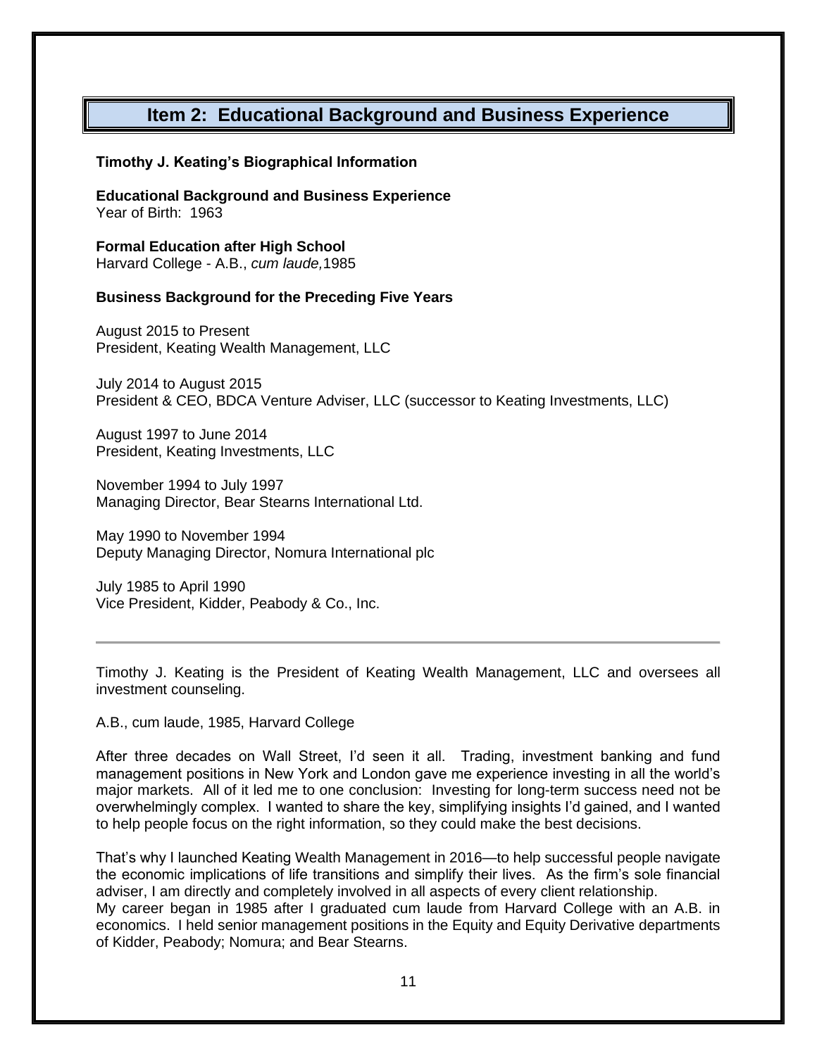# Item 2: Educational Background and Business Experience

**Timothy J. Keating's Biographical Information**

**Educational Background and Business Experience**
Year of Birth: 1963

**Formal Education after High School**
Harvard College - A.B., *cum laude,*1985

**Business Background for the Preceding Five Years**

August 2015 to Present
President, Keating Wealth Management, LLC

July 2014 to August 2015
President & CEO, BDCA Venture Adviser, LLC (successor to Keating Investments, LLC)

August 1997 to June 2014
President, Keating Investments, LLC

November 1994 to July 1997
Managing Director, Bear Stearns International Ltd.

May 1990 to November 1994
Deputy Managing Director, Nomura International plc

July 1985 to April 1990
Vice President, Kidder, Peabody & Co., Inc.

---

Timothy J. Keating is the President of Keating Wealth Management, LLC and oversees all investment counseling.

A.B., cum laude, 1985, Harvard College

After three decades on Wall Street, I'd seen it all. Trading, investment banking and fund management positions in New York and London gave me experience investing in all the world's major markets. All of it led me to one conclusion: Investing for long-term success need not be overwhelmingly complex. I wanted to share the key, simplifying insights I'd gained, and I wanted to help people focus on the right information, so they could make the best decisions.

That's why I launched Keating Wealth Management in 2016—to help successful people navigate the economic implications of life transitions and simplify their lives. As the firm's sole financial adviser, I am directly and completely involved in all aspects of every client relationship.
My career began in 1985 after I graduated cum laude from Harvard College with an A.B. in economics. I held senior management positions in the Equity and Equity Derivative departments of Kidder, Peabody; Nomura; and Bear Stearns.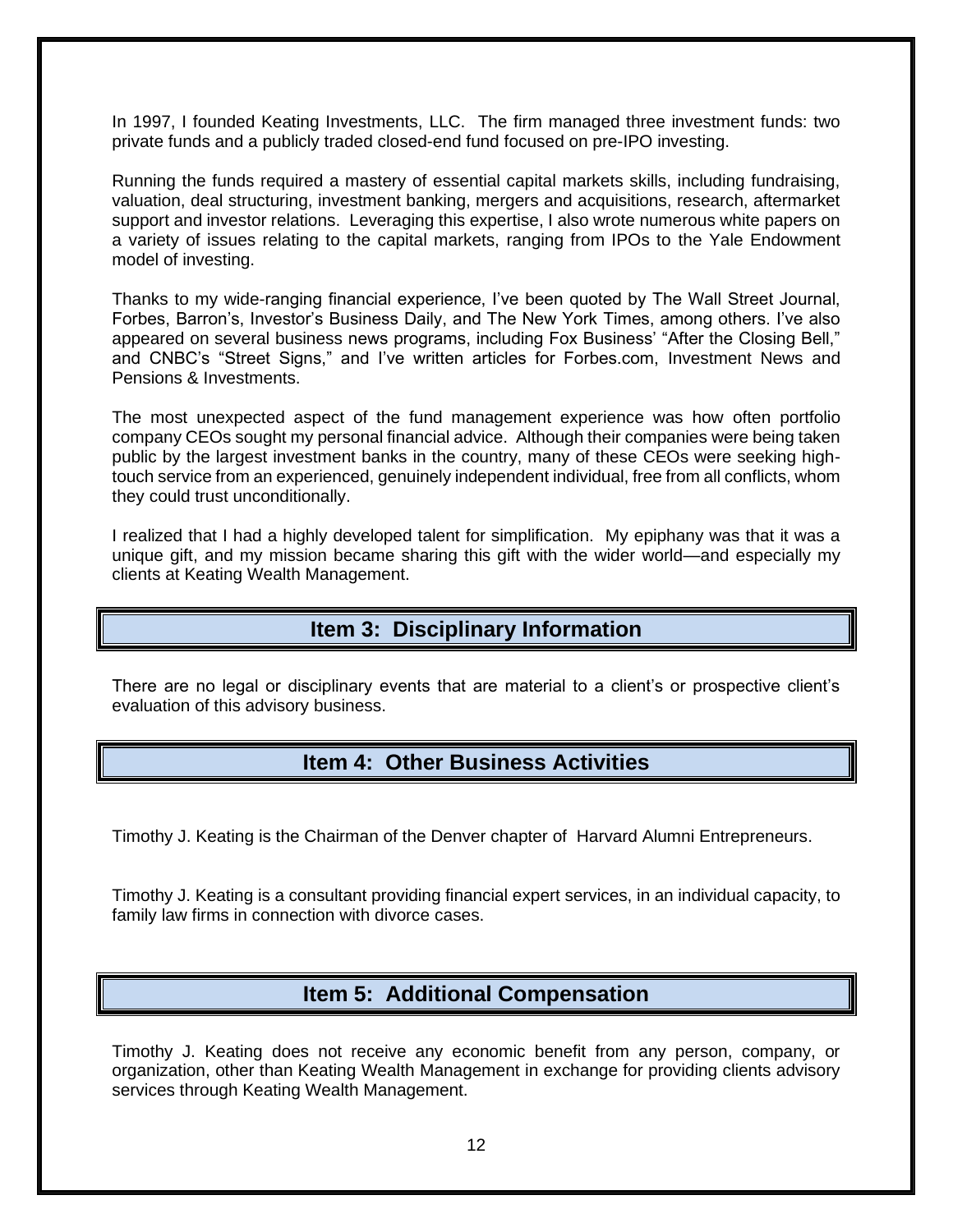In 1997, I founded Keating Investments, LLC. The firm managed three investment funds: two private funds and a publicly traded closed-end fund focused on pre-IPO investing.

Running the funds required a mastery of essential capital markets skills, including fundraising, valuation, deal structuring, investment banking, mergers and acquisitions, research, aftermarket support and investor relations. Leveraging this expertise, I also wrote numerous white papers on a variety of issues relating to the capital markets, ranging from IPOs to the Yale Endowment model of investing.

Thanks to my wide-ranging financial experience, I've been quoted by The Wall Street Journal, Forbes, Barron's, Investor's Business Daily, and The New York Times, among others. I've also appeared on several business news programs, including Fox Business' "After the Closing Bell," and CNBC's "Street Signs," and I've written articles for Forbes.com, Investment News and Pensions & Investments.

The most unexpected aspect of the fund management experience was how often portfolio company CEOs sought my personal financial advice. Although their companies were being taken public by the largest investment banks in the country, many of these CEOs were seeking high-touch service from an experienced, genuinely independent individual, free from all conflicts, whom they could trust unconditionally.

I realized that I had a highly developed talent for simplification. My epiphany was that it was a unique gift, and my mission became sharing this gift with the wider world—and especially my clients at Keating Wealth Management.

## Item 3: Disciplinary Information

There are no legal or disciplinary events that are material to a client's or prospective client's evaluation of this advisory business.

## Item 4: Other Business Activities

Timothy J. Keating is the Chairman of the Denver chapter of Harvard Alumni Entrepreneurs.

Timothy J. Keating is a consultant providing financial expert services, in an individual capacity, to family law firms in connection with divorce cases.

## Item 5: Additional Compensation

Timothy J. Keating does not receive any economic benefit from any person, company, or organization, other than Keating Wealth Management in exchange for providing clients advisory services through Keating Wealth Management.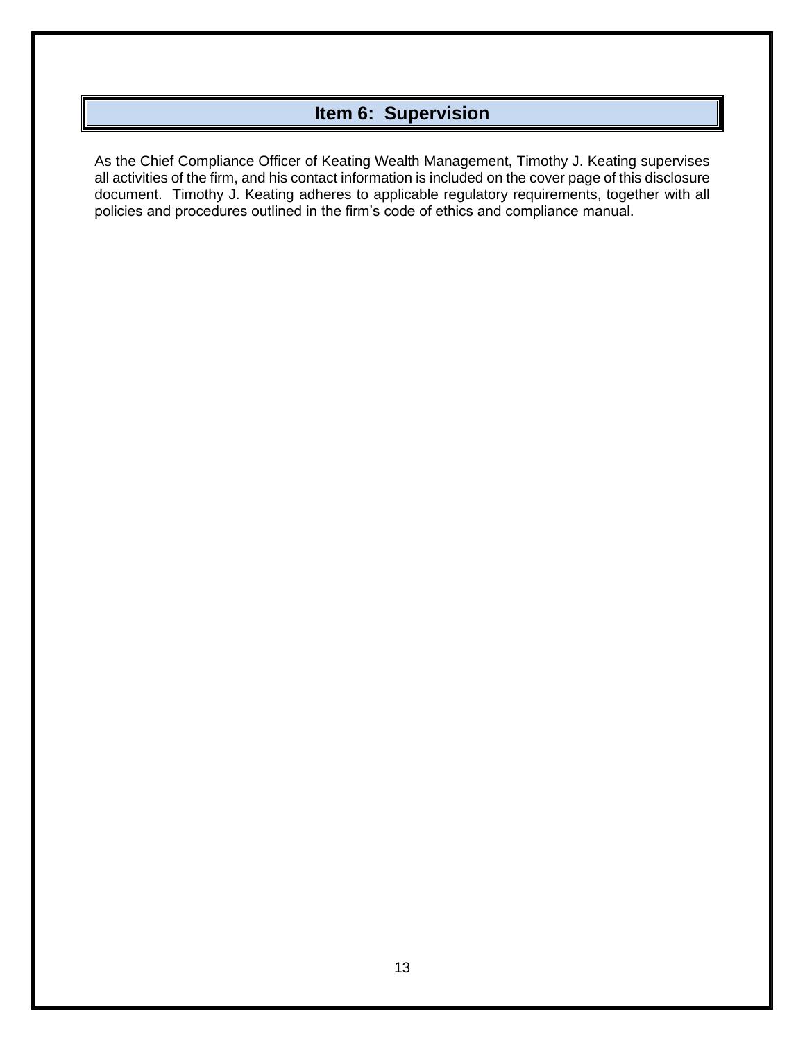## Item 6: Supervision

As the Chief Compliance Officer of Keating Wealth Management, Timothy J. Keating supervises all activities of the firm, and his contact information is included on the cover page of this disclosure document. Timothy J. Keating adheres to applicable regulatory requirements, together with all policies and procedures outlined in the firm's code of ethics and compliance manual.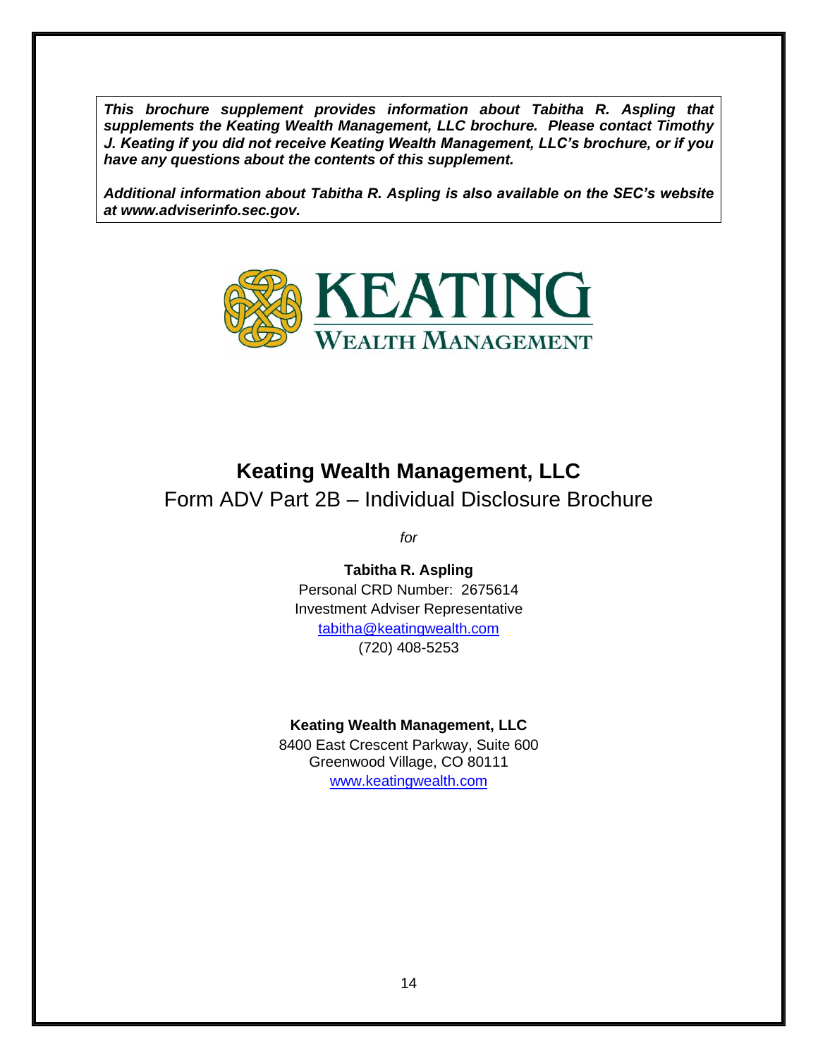***This brochure supplement provides information about Tabitha R. Aspling that supplements the Keating Wealth Management, LLC brochure. Please contact Timothy J. Keating if you did not receive Keating Wealth Management, LLC's brochure, or if you have any questions about the contents of this supplement.***

***Additional information about Tabitha R. Aspling is also available on the SEC's website at www.adviserinfo.sec.gov.***

KEATING WEALTH MANAGEMENT

# Keating Wealth Management, LLC

Form ADV Part 2B – Individual Disclosure Brochure

*for*

**Tabitha R. Aspling**
Personal CRD Number: 2675614
Investment Adviser Representative
tabitha@keatingwealth.com
(720) 408-5253

**Keating Wealth Management, LLC**
8400 East Crescent Parkway, Suite 600
Greenwood Village, CO 80111
www.keatingwealth.com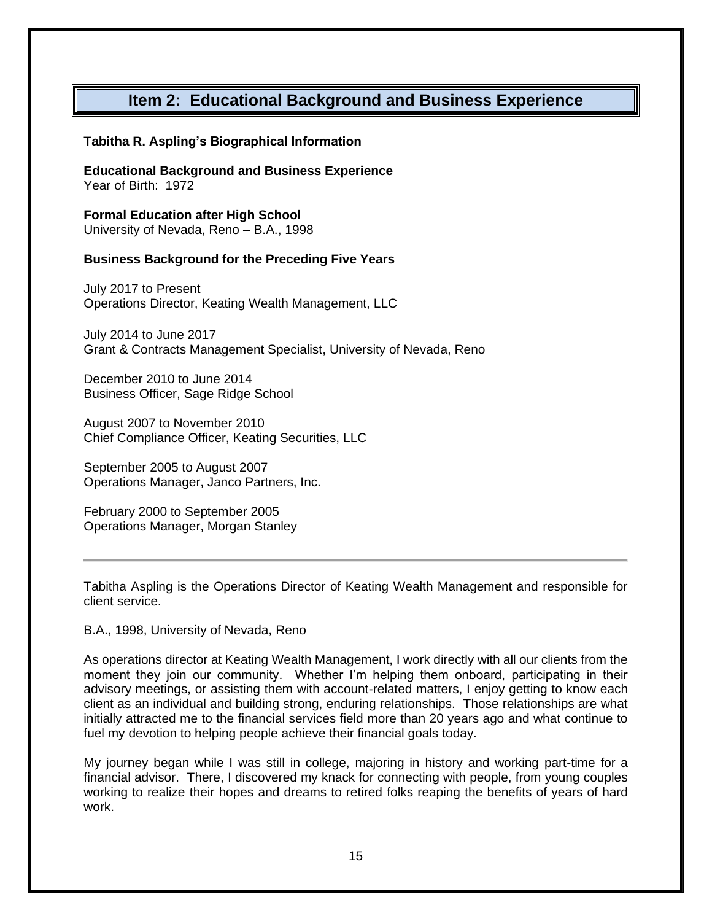## Item 2: Educational Background and Business Experience

**Tabitha R. Aspling's Biographical Information**

**Educational Background and Business Experience**
Year of Birth: 1972

**Formal Education after High School**
University of Nevada, Reno – B.A., 1998

**Business Background for the Preceding Five Years**

July 2017 to Present
Operations Director, Keating Wealth Management, LLC

July 2014 to June 2017
Grant & Contracts Management Specialist, University of Nevada, Reno

December 2010 to June 2014
Business Officer, Sage Ridge School

August 2007 to November 2010
Chief Compliance Officer, Keating Securities, LLC

September 2005 to August 2007
Operations Manager, Janco Partners, Inc.

February 2000 to September 2005
Operations Manager, Morgan Stanley

---

Tabitha Aspling is the Operations Director of Keating Wealth Management and responsible for client service.

B.A., 1998, University of Nevada, Reno

As operations director at Keating Wealth Management, I work directly with all our clients from the moment they join our community. Whether I'm helping them onboard, participating in their advisory meetings, or assisting them with account-related matters, I enjoy getting to know each client as an individual and building strong, enduring relationships. Those relationships are what initially attracted me to the financial services field more than 20 years ago and what continue to fuel my devotion to helping people achieve their financial goals today.

My journey began while I was still in college, majoring in history and working part-time for a financial advisor. There, I discovered my knack for connecting with people, from young couples working to realize their hopes and dreams to retired folks reaping the benefits of years of hard work.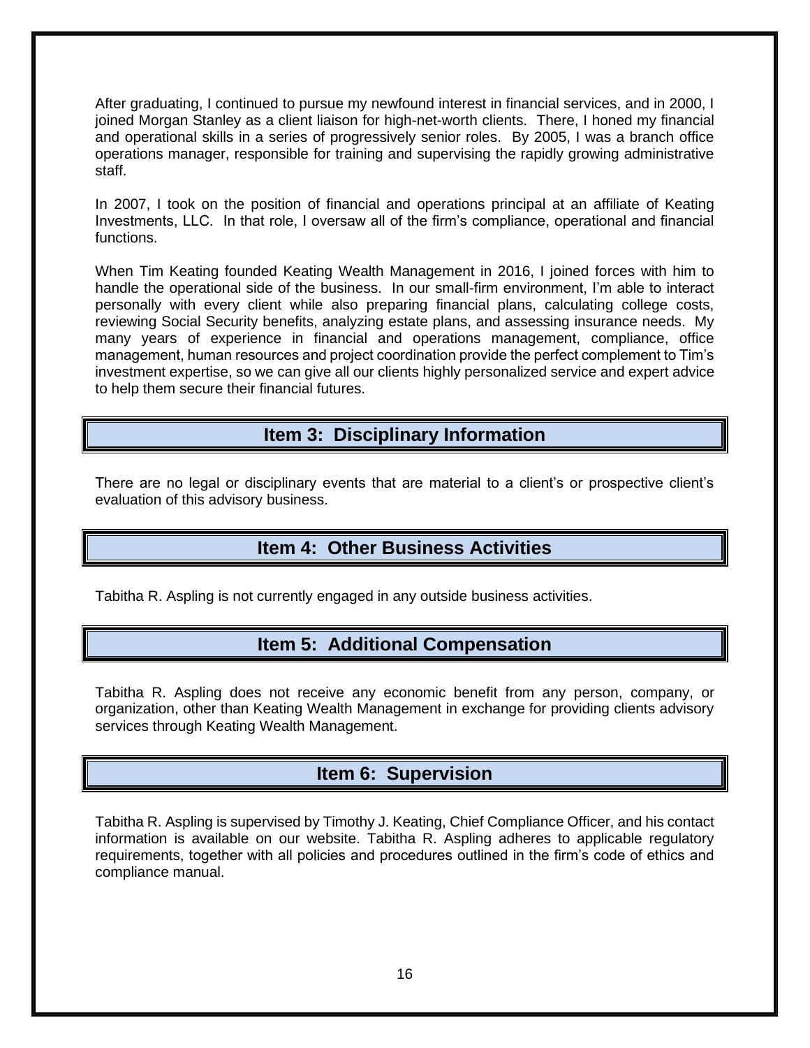After graduating, I continued to pursue my newfound interest in financial services, and in 2000, I joined Morgan Stanley as a client liaison for high-net-worth clients. There, I honed my financial and operational skills in a series of progressively senior roles. By 2005, I was a branch office operations manager, responsible for training and supervising the rapidly growing administrative staff.

In 2007, I took on the position of financial and operations principal at an affiliate of Keating Investments, LLC. In that role, I oversaw all of the firm's compliance, operational and financial functions.

When Tim Keating founded Keating Wealth Management in 2016, I joined forces with him to handle the operational side of the business. In our small-firm environment, I'm able to interact personally with every client while also preparing financial plans, calculating college costs, reviewing Social Security benefits, analyzing estate plans, and assessing insurance needs. My many years of experience in financial and operations management, compliance, office management, human resources and project coordination provide the perfect complement to Tim's investment expertise, so we can give all our clients highly personalized service and expert advice to help them secure their financial futures.

## Item 3: Disciplinary Information

There are no legal or disciplinary events that are material to a client's or prospective client's evaluation of this advisory business.

## Item 4: Other Business Activities

Tabitha R. Aspling is not currently engaged in any outside business activities.

## Item 5: Additional Compensation

Tabitha R. Aspling does not receive any economic benefit from any person, company, or organization, other than Keating Wealth Management in exchange for providing clients advisory services through Keating Wealth Management.

## Item 6: Supervision

Tabitha R. Aspling is supervised by Timothy J. Keating, Chief Compliance Officer, and his contact information is available on our website. Tabitha R. Aspling adheres to applicable regulatory requirements, together with all policies and procedures outlined in the firm's code of ethics and compliance manual.